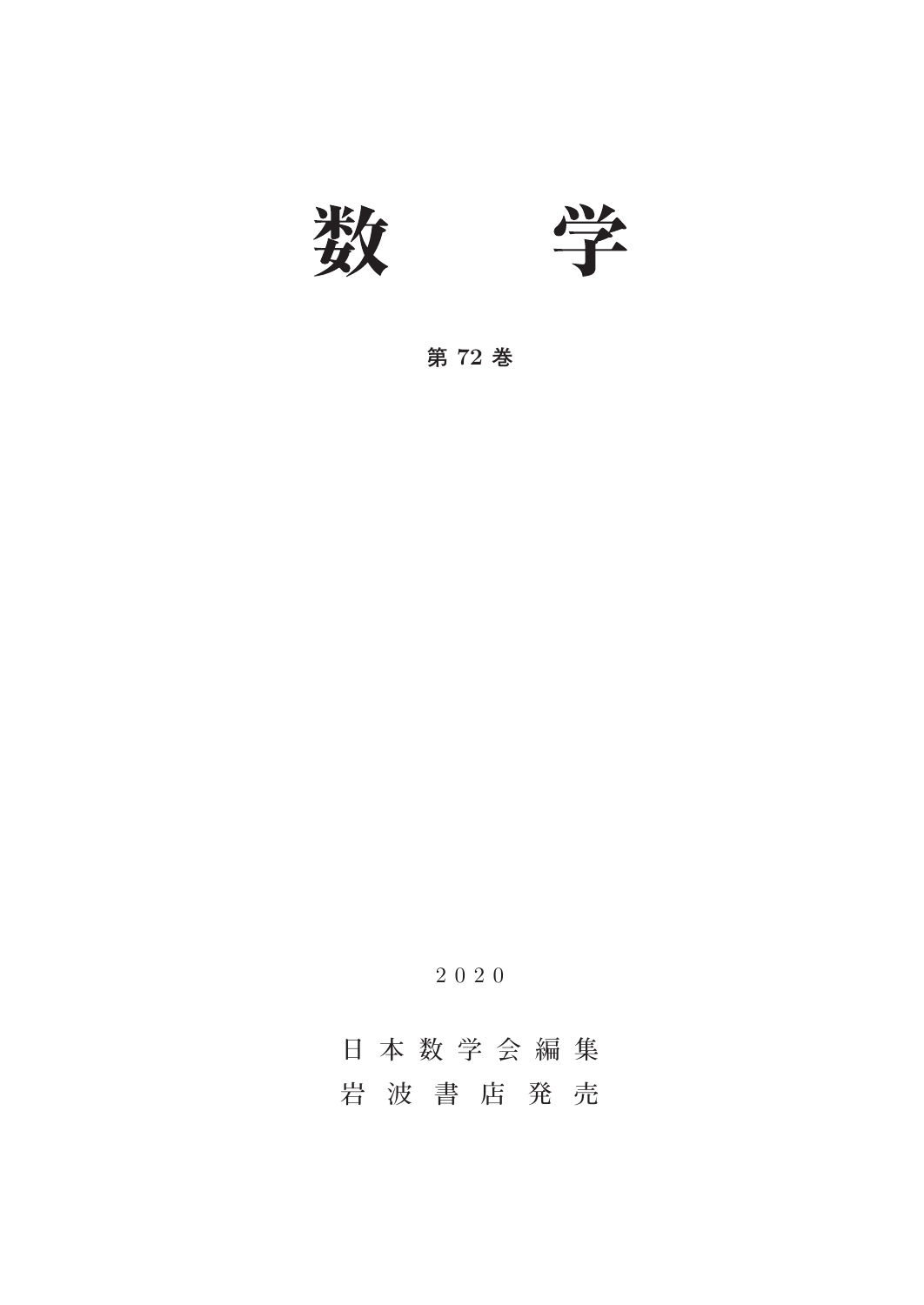# 数　学

**第 72 巻**

2020

日本数学会編集

岩波書店発売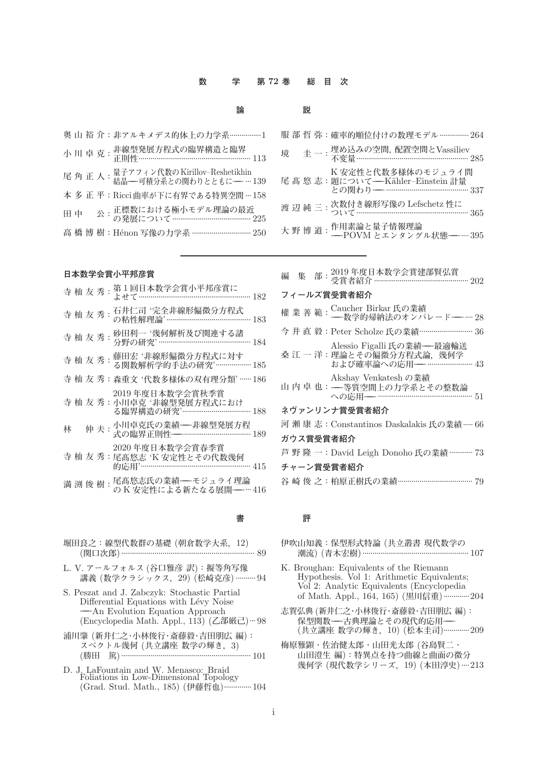# 数　学　第 72 巻　総 目 次

## 論　説

- 奥 山 裕 介：非アルキメデス的体上の力学系……………1
- 小 川 卓 克：非線型発展方程式の臨界構造と臨界正則性……………………………………………………113
- 尾 角 正 人：量子アフィン代数の Kirillov–Reshetikhin 結晶――可積分系との関わりとともに――…139
- 本 多 正 平：Ricci 曲率が下に有界である特異空間…158
- 田 中　 公：正標数における極小モデル理論の最近の発展について…………………………………225
- 高 橋 博 樹：Hénon 写像の力学系…………………………250
- 服 部 哲 弥：確率的順位付けの数理モデル……………264
- 境　 圭 一：埋め込みの空間, 配置空間と Vassiliev 不変量……………………………………………………285
- 尾 高 悠 志：K 安定性と代数多様体のモジュライ問題について――Kähler–Einstein 計量との関わり――…………………………………………337
- 渡 辺 純 三：次数付き線形写像の Lefschetz 性について……………………………………………………365
- 大 野 博 道：作用素論と量子情報理論――POVM とエンタングル状態――…395

### 日本数学会賞小平邦彦賞

- 寺 杣 友 秀：第 1 回日本数学会賞小平邦彦賞によせて………………………………………………………182
- 寺 杣 友 秀：石井仁司 '完全非線形偏微分方程式の粘性解理論'……………………………………………183
- 寺 杣 友 秀：砂田利一 '幾何解析及び関連する諸分野の研究'…………………………………………………184
- 寺 杣 友 秀：藤田宏 '非線形偏微分方程式に対する関数解析学的手法の研究'………………………185
- 寺 杣 友 秀：森重文 '代数多様体の双有理分類'……186
- 寺 杣 友 秀：2019 年度日本数学会賞秋季賞 小川卓克 '非線型発展方程式における臨界構造の研究'……………………………………188
- 林　 仲 夫：小川卓克氏の業績――非線型発展方程式の臨界正則性――……………………………189
- 寺 杣 友 秀：2020 年度日本数学会賞春季賞 尾高悠志 'K 安定性とその代数幾何的応用'…………………………………………………………415
- 満 渕 俊 樹：尾高悠志氏の業績――モジュライ理論の K 安定性による新たなる展開――…416
- 編 集 部：2019 年度日本数学会賞建部賢弘賞受賞者紹介………………………………………………202

### フィールズ賞受賞者紹介

- 權 業 善 範：Caucher Birkar 氏の業績――数学的帰納法のオンパレード――…28
- 今 井 直 毅：Peter Scholze 氏の業績……………………36
- 桑 江 一 洋：Alessio Figalli 氏の業績――最適輸送理論とその偏微分方程式論, 幾何学および確率論への応用――…………………43
- 山 内 卓 也：Akshay Venkatesh の業績――等質空間上の力学系とその整数論への応用――………………………………………………51

### ネヴァンリンナ賞受賞者紹介

- 河 瀬 康 志：Constantinos Daskalakis 氏の業績……66

### ガウス賞受賞者紹介

- 芦 野 隆 一：David Leigh Donoho 氏の業績…………73

### チャーン賞受賞者紹介

- 谷 崎 俊 之：柏原正樹氏の業績……………………………79

## 書　評

- 堀田良之：線型代数群の基礎 (朝倉数学大系, 12) (関口次郎)…………………………………………………89
- L. V. アールフォルス (谷口雅彦 訳)：擬等角写像講義 (数学クラシックス, 29) (松崎克彦)………94
- S. Peszat and J. Zabczyk: Stochastic Partial Differential Equations with Lévy Noise ――An Evolution Equation Approach (Encyclopedia Math. Appl., 113) (乙部厳己)…98
- 浦川肇 (新井仁之・小林俊行・斎藤毅・吉田朋広 編)：スペクトル幾何 (共立講座 数学の輝き, 3) (勝田 篤)………………………………………………101
- D. J. LaFountain and W. Menasco: Braid Foliations in Low-Dimensional Topology (Grad. Stud. Math., 185) (伊藤哲也)…………104
- 伊吹山知義：保型形式特論 (共立叢書 現代数学の潮流) (青木宏樹)…………………………………………107
- K. Broughan: Equivalents of the Riemann Hypothesis. Vol 1: Arithmetic Equivalents; Vol 2: Analytic Equivalents (Encyclopedia of Math. Appl., 164, 165) (黒川信重)…………204
- 志賀弘典 (新井仁之・小林俊行・斎藤毅・吉田朋広 編)：保型関数――古典理論とその現代的応用―― (共立講座 数学の輝き, 10) (松本圭司)…………209
- 梅原雅顕・佐治健太郎・山田光太郎 (谷島賢二・山田澄生 編)：特異点を持つ曲線と曲面の微分幾何学 (現代数学シリーズ, 19) (本田淳史)…213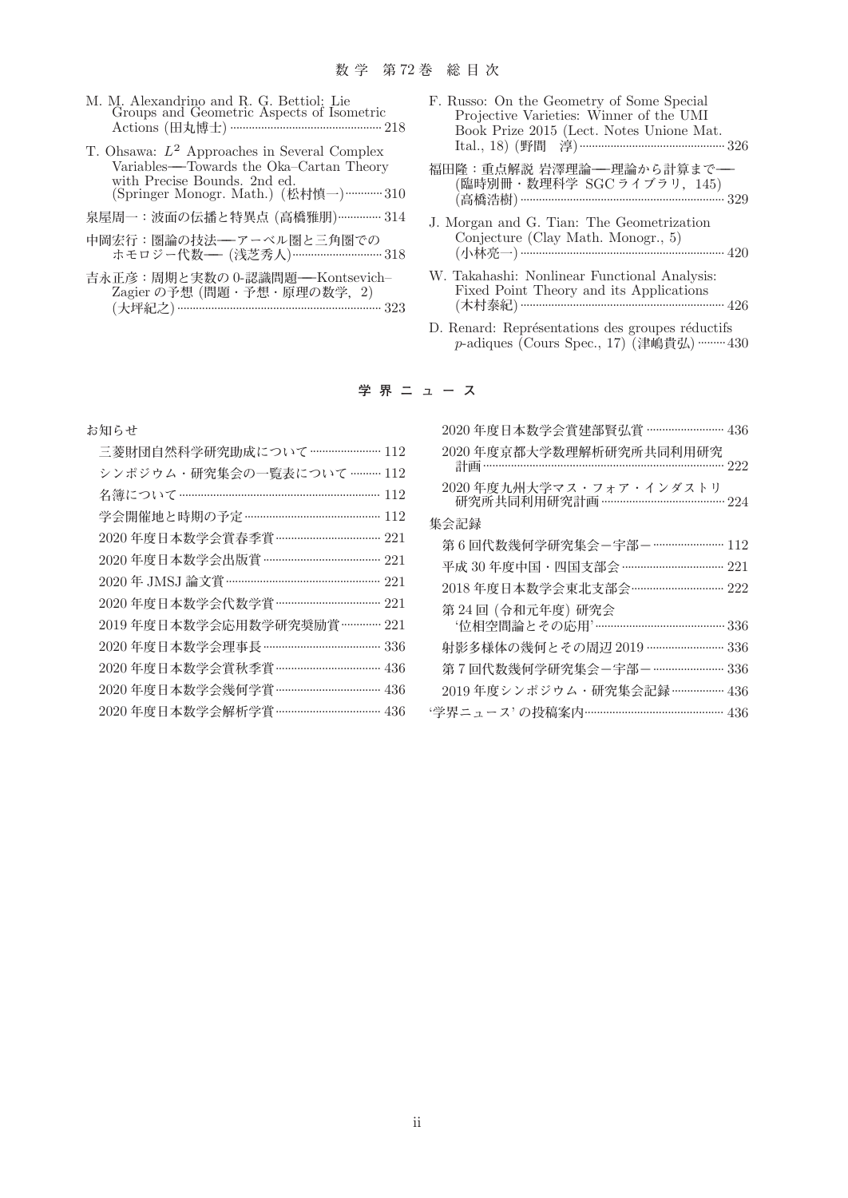M. M. Alexandrino and R. G. Bettiol: Lie Groups and Geometric Aspects of Isometric Actions (田丸博士) ………… 218

T. Ohsawa: $L^2$ Approaches in Several Complex Variables—Towards the Oka–Cartan Theory with Precise Bounds. 2nd ed. (Springer Monogr. Math.) (松村慎一) ………… 310

泉屋周一：波面の伝播と特異点 (高橋雅朋) ………… 314

中岡宏行：圏論の技法—アーベル圏と三角圏でのホモロジー代数— (浅芝秀人) ………… 318

吉永正彦：周期と実数の 0-認識問題—Kontsevich–Zagier の予想 (問題・予想・原理の数学，2) (大坪紀之) ………… 323

F. Russo: On the Geometry of Some Special Projective Varieties: Winner of the UMI Book Prize 2015 (Lect. Notes Unione Mat. Ital., 18) (野間　淳) ………… 326

福田隆：重点解説 岩澤理論—理論から計算まで— (臨時別冊・数理科学 SGC ライブラリ，145) (高橋浩樹) ………… 329

J. Morgan and G. Tian: The Geometrization Conjecture (Clay Math. Monogr., 5) (小林亮一) ………… 420

W. Takahashi: Nonlinear Functional Analysis: Fixed Point Theory and its Applications (木村泰紀) ………… 426

D. Renard: Représentations des groupes réductifs $p$-adiques (Cours Spec., 17) (津嶋貴弘) ………… 430

## 学 界 ニ ュ ー ス

お知らせ

- 三菱財団自然科学研究助成について ………… 112
- シンポジウム・研究集会の一覧表について ………… 112
- 名簿について ………… 112
- 学会開催地と時期の予定 ………… 112
- 2020 年度日本数学会賞春季賞 ………… 221
- 2020 年度日本数学会出版賞 ………… 221
- 2020 年 JMSJ 論文賞 ………… 221
- 2020 年度日本数学会代数学賞 ………… 221
- 2019 年度日本数学会応用数学研究奨励賞 ………… 221
- 2020 年度日本数学会理事長 ………… 336
- 2020 年度日本数学会賞秋季賞 ………… 436
- 2020 年度日本数学会幾何学賞 ………… 436
- 2020 年度日本数学会解析学賞 ………… 436
- 2020 年度日本数学会賞建部賢弘賞 ………… 436
- 2020 年度京都大学数理解析研究所共同利用研究計画 ………… 222
- 2020 年度九州大学マス・フォア・インダストリ研究所共同利用研究計画 ………… 224

集会記録

- 第 6 回代数幾何学研究集会－宇部－ ………… 112
- 平成 30 年度中国・四国支部会 ………… 221
- 2018 年度日本数学会東北支部会 ………… 222
- 第 24 回 (令和元年度) 研究会 ‘位相空間論とその応用’ ………… 336
- 射影多様体の幾何とその周辺 2019 ………… 336
- 第 7 回代数幾何学研究集会－宇部－ ………… 336
- 2019 年度シンポジウム・研究集会記録 ………… 436

‘学界ニュース’ の投稿案内 ………… 436